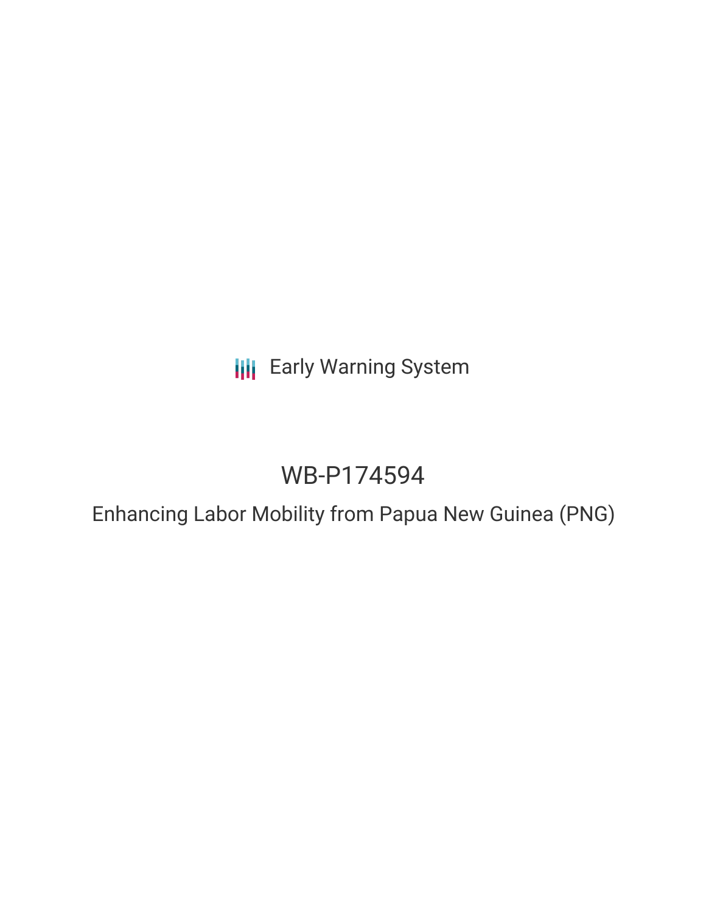Early Warning System

# WB-P174594

## Enhancing Labor Mobility from Papua New Guinea (PNG)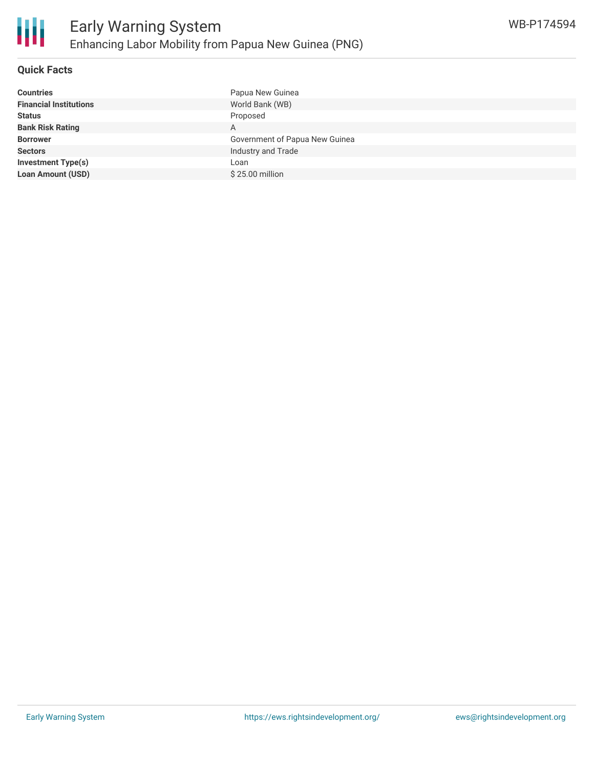## Quick Facts

| | |
|---|---|
| **Countries** | Papua New Guinea |
| **Financial Institutions** | World Bank (WB) |
| **Status** | Proposed |
| **Bank Risk Rating** | A |
| **Borrower** | Government of Papua New Guinea |
| **Sectors** | Industry and Trade |
| **Investment Type(s)** | Loan |
| **Loan Amount (USD)** | $ 25.00 million |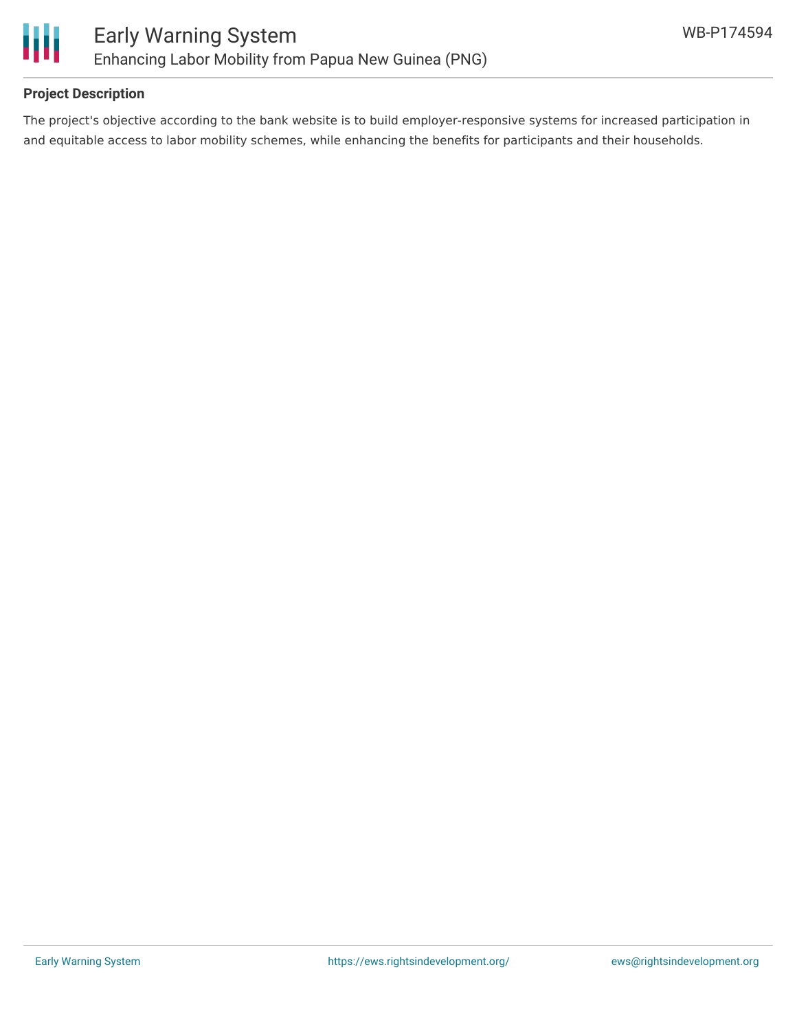## Project Description

The project's objective according to the bank website is to build employer-responsive systems for increased participation in and equitable access to labor mobility schemes, while enhancing the benefits for participants and their households.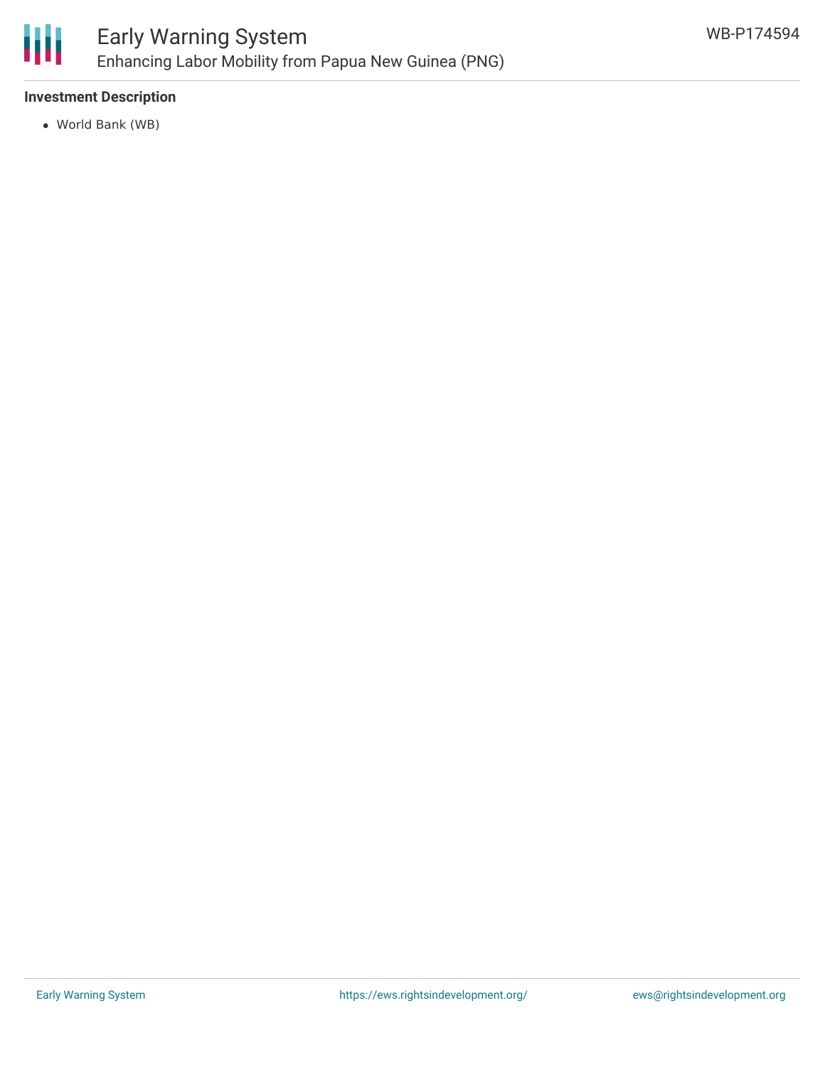**Investment Description**

- World Bank (WB)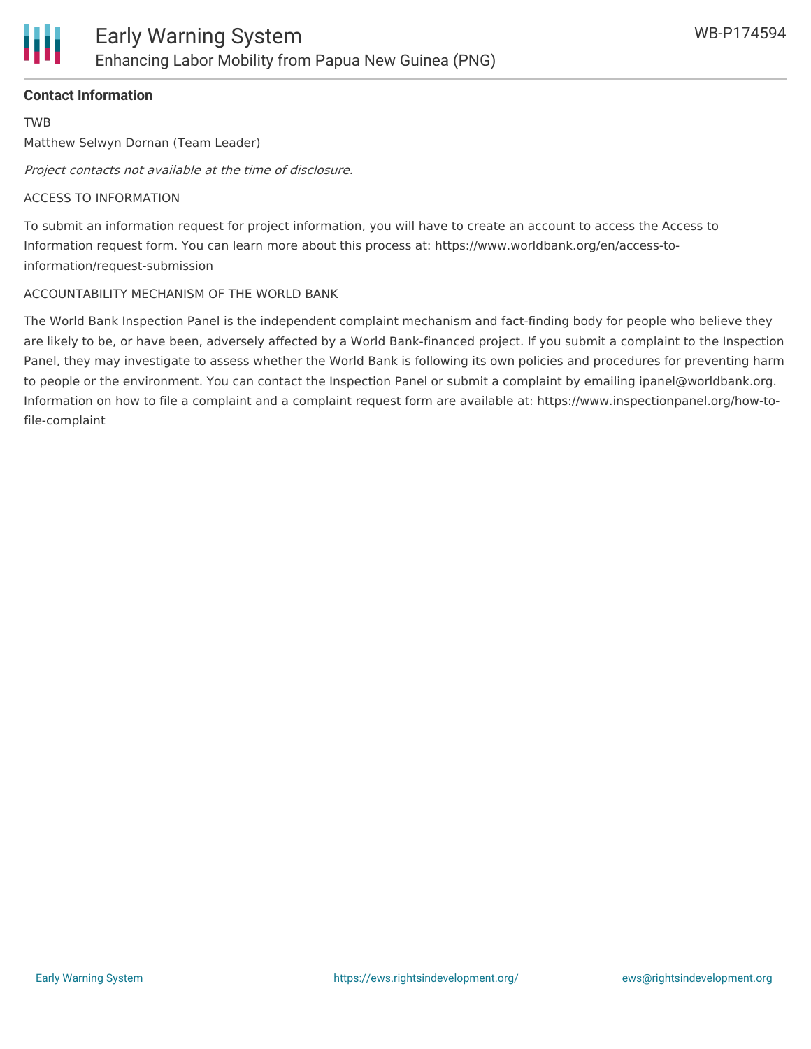**Contact Information**

TWB

Matthew Selwyn Dornan (Team Leader)

*Project contacts not available at the time of disclosure.*

ACCESS TO INFORMATION

To submit an information request for project information, you will have to create an account to access the Access to Information request form. You can learn more about this process at: https://www.worldbank.org/en/access-to-information/request-submission

ACCOUNTABILITY MECHANISM OF THE WORLD BANK

The World Bank Inspection Panel is the independent complaint mechanism and fact-finding body for people who believe they are likely to be, or have been, adversely affected by a World Bank-financed project. If you submit a complaint to the Inspection Panel, they may investigate to assess whether the World Bank is following its own policies and procedures for preventing harm to people or the environment. You can contact the Inspection Panel or submit a complaint by emailing ipanel@worldbank.org. Information on how to file a complaint and a complaint request form are available at: https://www.inspectionpanel.org/how-to-file-complaint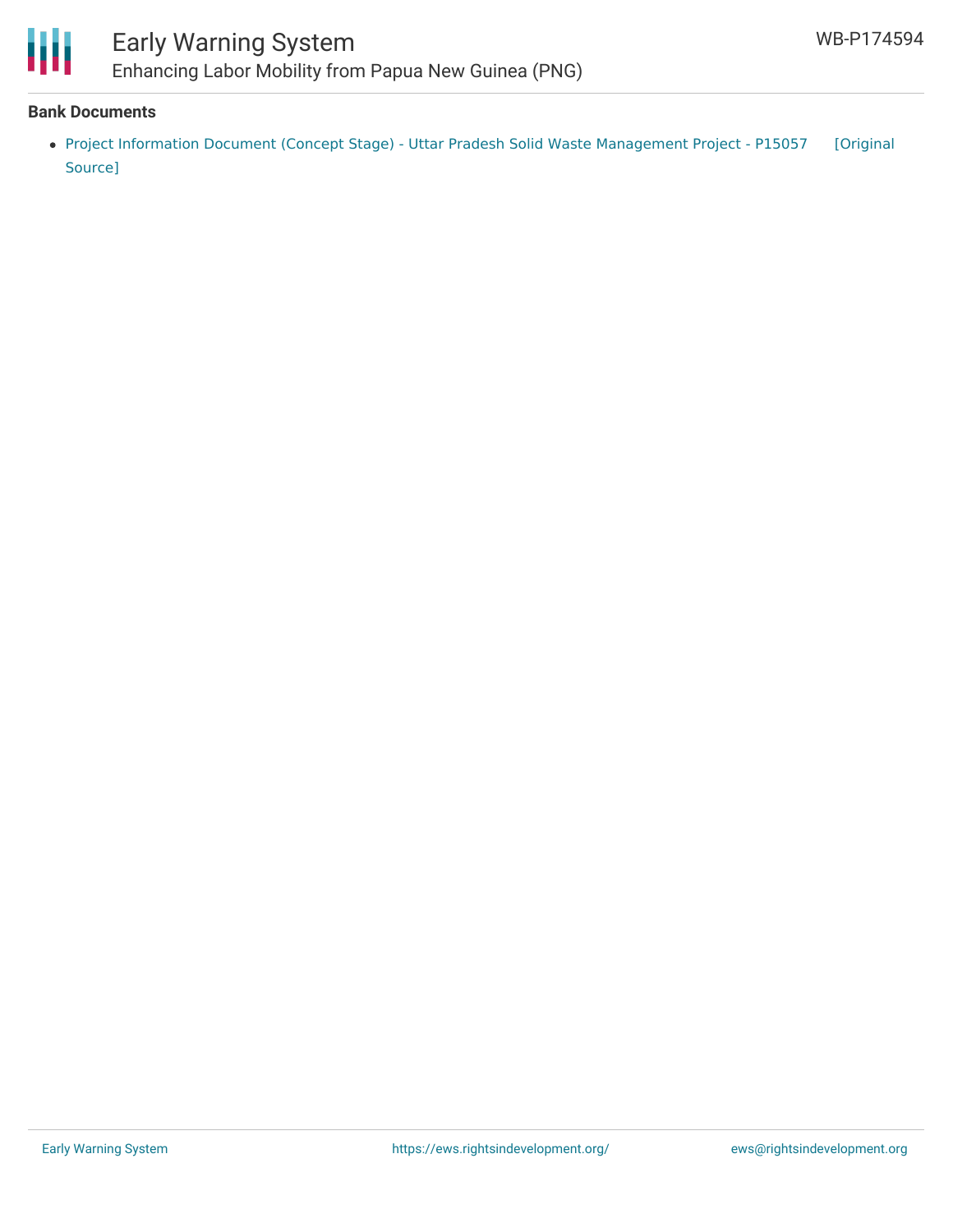**Bank Documents**

- Project Information Document (Concept Stage) - Uttar Pradesh Solid Waste Management Project - P15057 [Original Source]